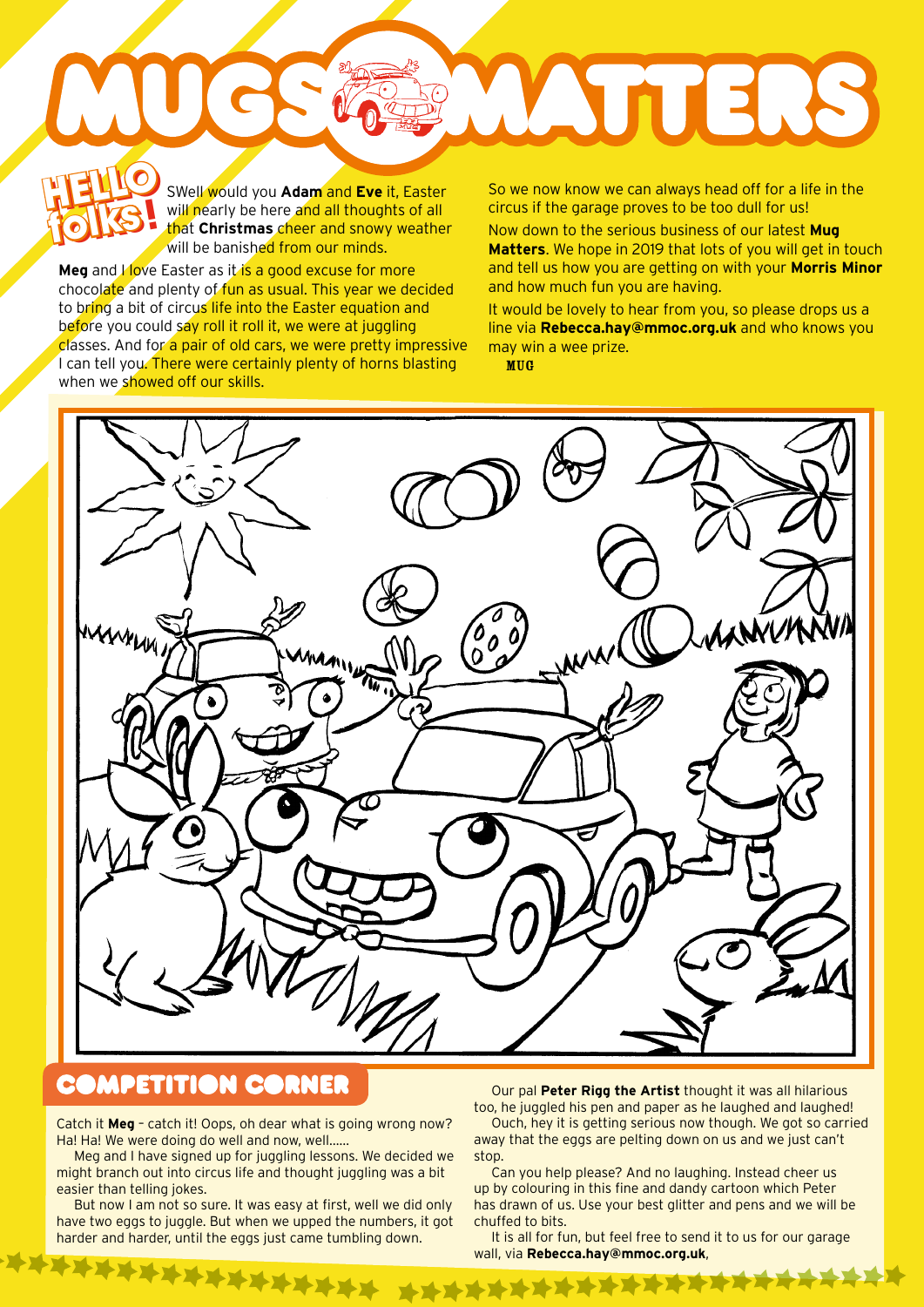# MUGS MATTERS

## HELLO folks!

SWell would you **Adam** and **Eve** it, Easter will nearly be here and all thoughts of all that **Christmas** cheer and snowy weather will be banished from our minds.

**Meg** and I love Easter as it is a good excuse for more chocolate and plenty of fun as usual. This year we decided to bring a bit of circus life into the Easter equation and before you could say roll it roll it, we were at juggling classes. And for a pair of old cars, we were pretty impressive I can tell you. There were certainly plenty of horns blasting when we showed off our skills.

So we now know we can always head off for a life in the circus if the garage proves to be too dull for us!

Now down to the serious business of our latest **Mug Matters**. We hope in 2019 that lots of you will get in touch and tell us how you are getting on with your **Morris Minor** and how much fun you are having.

It would be lovely to hear from you, so please drops us a line via **Rebecca.hay@mmoc.org.uk** and who knows you may win a wee prize.

MUG

## COMPETITION CORNER

Catch it **Meg** – catch it! Oops, oh dear what is going wrong now? Ha! Ha! We were doing do well and now, well......

Meg and I have signed up for juggling lessons. We decided we might branch out into circus life and thought juggling was a bit easier than telling jokes.

But now I am not so sure. It was easy at first, well we did only have two eggs to juggle. But when we upped the numbers, it got harder and harder, until the eggs just came tumbling down.

Our pal **Peter Rigg the Artist** thought it was all hilarious too, he juggled his pen and paper as he laughed and laughed!

Ouch, hey it is getting serious now though. We got so carried away that the eggs are pelting down on us and we just can't stop.

Can you help please? And no laughing. Instead cheer us up by colouring in this fine and dandy cartoon which Peter has drawn of us. Use your best glitter and pens and we will be chuffed to bits.

It is all for fun, but feel free to send it to us for our garage wall, via **Rebecca.hay@mmoc.org.uk**,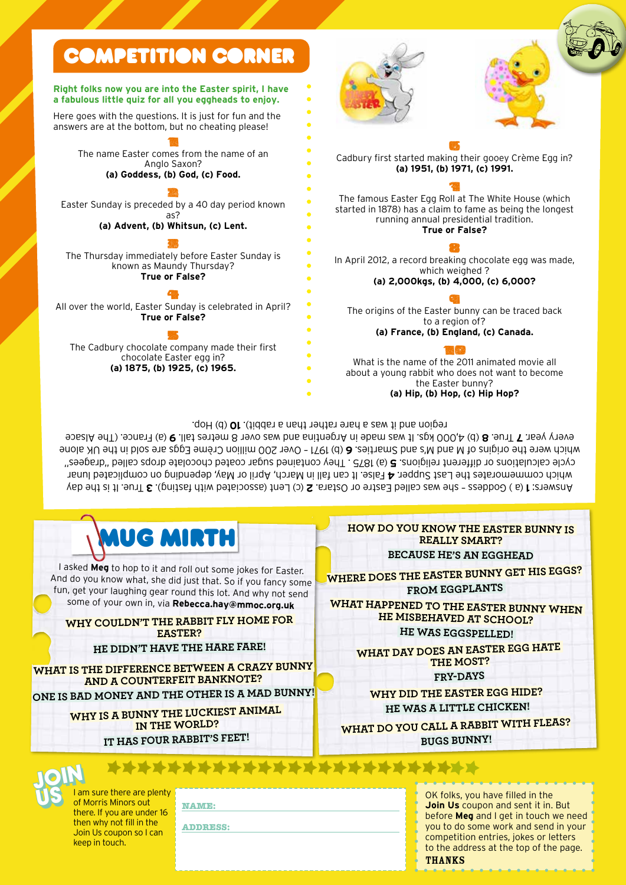# COMPETITION CORNER

**Right folks now you are into the Easter spirit, I have a fabulous little quiz for all you eggheads to enjoy.**

Here goes with the questions. It is just for fun and the answers are at the bottom, but no cheating please!

**1**

The name Easter comes from the name of an Anglo Saxon?
**(a) Goddess, (b) God, (c) Food.**

**2**

Easter Sunday is preceded by a 40 day period known as?
**(a) Advent, (b) Whitsun, (c) Lent.**

**3**

The Thursday immediately before Easter Sunday is known as Maundy Thursday?
**True or False?**

**4**

All over the world, Easter Sunday is celebrated in April?
**True or False?**

**5**

The Cadbury chocolate company made their first chocolate Easter egg in?
**(a) 1875, (b) 1925, (c) 1965.**

**6**

Cadbury first started making their gooey Crème Egg in?
**(a) 1951, (b) 1971, (c) 1991.**

**7**

The famous Easter Egg Roll at The White House (which started in 1878) has a claim to fame as being the longest running annual presidential tradition.
**True or False?**

**8**

In April 2012, a record breaking chocolate egg was made, which weighed ?
**(a) 2,000kgs, (b) 4,000, (c) 6,000?**

**9**

The origins of the Easter bunny can be traced back to a region of?
**(a) France, (b) England, (c) Canada.**

**10**

What is the name of the 2011 animated movie all about a young rabbit who does not want to become the Easter bunny?
**(a) Hip, (b) Hop, (c) Hip Hop?**

Answers: **1** (a ) Goddess – she was called Eastre or Ostara. **2** (c) Lent (associated with fasting). **3** True. It is the day which commemorates the Last Supper. **4** False. It can fall in March, April or May, depending on complicated lunar cycle calculations or different religions. **5** (a) 1875 . They contained sugar coated chocolate drops called "dragees", which were the origins of M and M's and Smarties. **6** (b) 1971 - Over 200 million Crème Eggs are sold in the UK alone every year. **7** True. **8** (b) 4,000 kgs. It was made in Argentina and was over 8 metres tall. **9** (a) France. (The Alsace region and it was a hare rather than a rabbit). **10** (b) Hop.

# MUG MIRTH

I asked **Meg** to hop to it and roll out some jokes for Easter. And do you know what, she did just that. So if you fancy some fun, get your laughing gear round this lot. And why not send some of your own in, via **Rebecca.hay@mmoc.org.uk**

WHY COULDN'T THE RABBIT FLY HOME FOR EASTER?
HE DIDN'T HAVE THE HARE FARE!

WHAT IS THE DIFFERENCE BETWEEN A CRAZY BUNNY AND A COUNTERFEIT BANKNOTE?
ONE IS BAD MONEY AND THE OTHER IS A MAD BUNNY!

WHY IS A BUNNY THE LUCKIEST ANIMAL IN THE WORLD?
IT HAS FOUR RABBIT'S FEET!

HOW DO YOU KNOW THE EASTER BUNNY IS REALLY SMART?
BECAUSE HE'S AN EGGHEAD

WHERE DOES THE EASTER BUNNY GET HIS EGGS?
FROM EGGPLANTS

WHAT HAPPENED TO THE EASTER BUNNY WHEN HE MISBEHAVED AT SCHOOL?
HE WAS EGGSPELLED!

WHAT DAY DOES AN EASTER EGG HATE THE MOST?
FRY-DAYS

WHY DID THE EASTER EGG HIDE?
HE WAS A LITTLE CHICKEN!

WHAT DO YOU CALL A RABBIT WITH FLEAS?
BUGS BUNNY!

# JOIN US

I am sure there are plenty of Morris Minors out there. If you are under 16 then why not fill in the Join Us coupon so I can keep in touch.

NAME:

ADDRESS:

OK folks, you have filled in the **Join Us** coupon and sent it in. But before **Meg** and I get in touch we need you to do some work and send in your competition entries, jokes or letters to the address at the top of the page.
**THANKS**